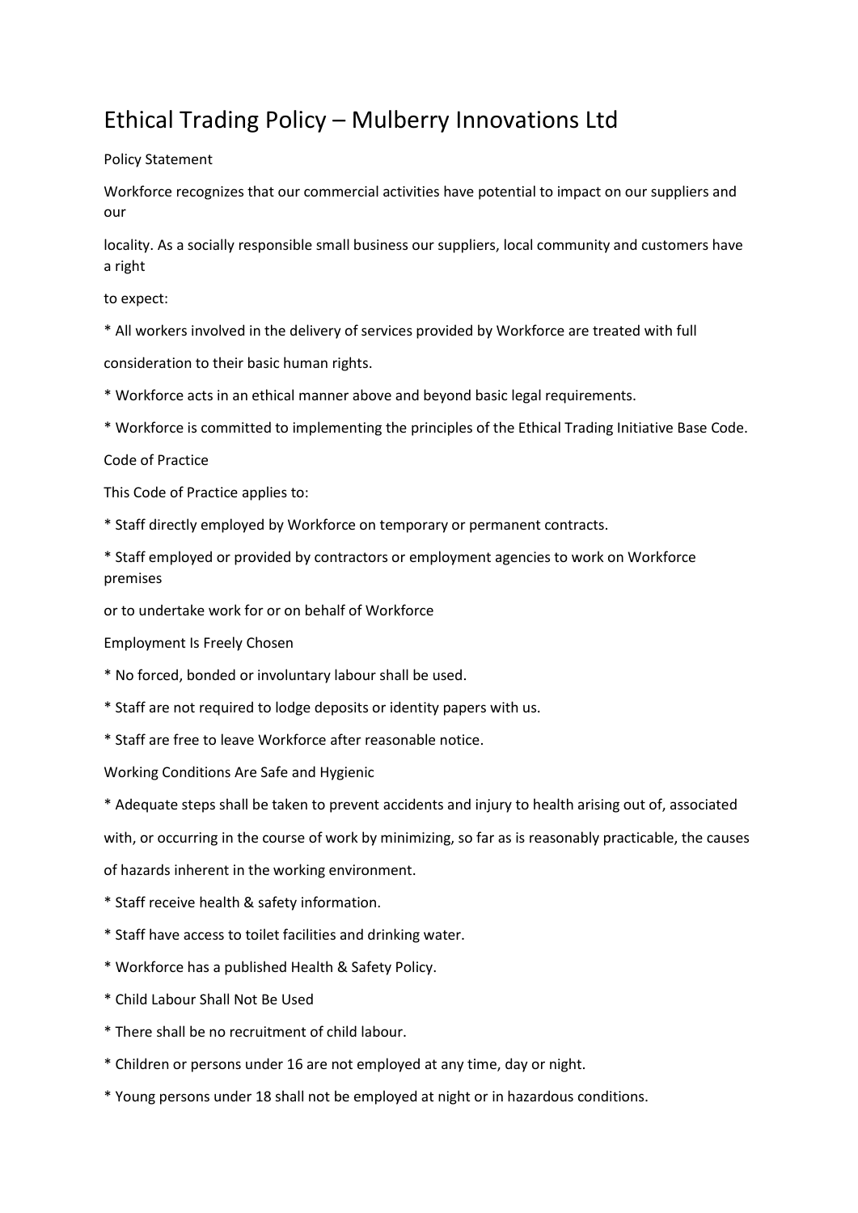# Ethical Trading Policy – Mulberry Innovations Ltd

## Policy Statement

Workforce recognizes that our commercial activities have potential to impact on our suppliers and our locality. As a socially responsible small business our suppliers, local community and customers have a right to expect:

* All workers involved in the delivery of services provided by Workforce are treated with full consideration to their basic human rights.
* Workforce acts in an ethical manner above and beyond basic legal requirements.
* Workforce is committed to implementing the principles of the Ethical Trading Initiative Base Code.

## Code of Practice

This Code of Practice applies to:

* Staff directly employed by Workforce on temporary or permanent contracts.
* Staff employed or provided by contractors or employment agencies to work on Workforce premises or to undertake work for or on behalf of Workforce

## Employment Is Freely Chosen

* No forced, bonded or involuntary labour shall be used.
* Staff are not required to lodge deposits or identity papers with us.
* Staff are free to leave Workforce after reasonable notice.

## Working Conditions Are Safe and Hygienic

* Adequate steps shall be taken to prevent accidents and injury to health arising out of, associated with, or occurring in the course of work by minimizing, so far as is reasonably practicable, the causes of hazards inherent in the working environment.
* Staff receive health & safety information.
* Staff have access to toilet facilities and drinking water.
* Workforce has a published Health & Safety Policy.
* Child Labour Shall Not Be Used
* There shall be no recruitment of child labour.
* Children or persons under 16 are not employed at any time, day or night.
* Young persons under 18 shall not be employed at night or in hazardous conditions.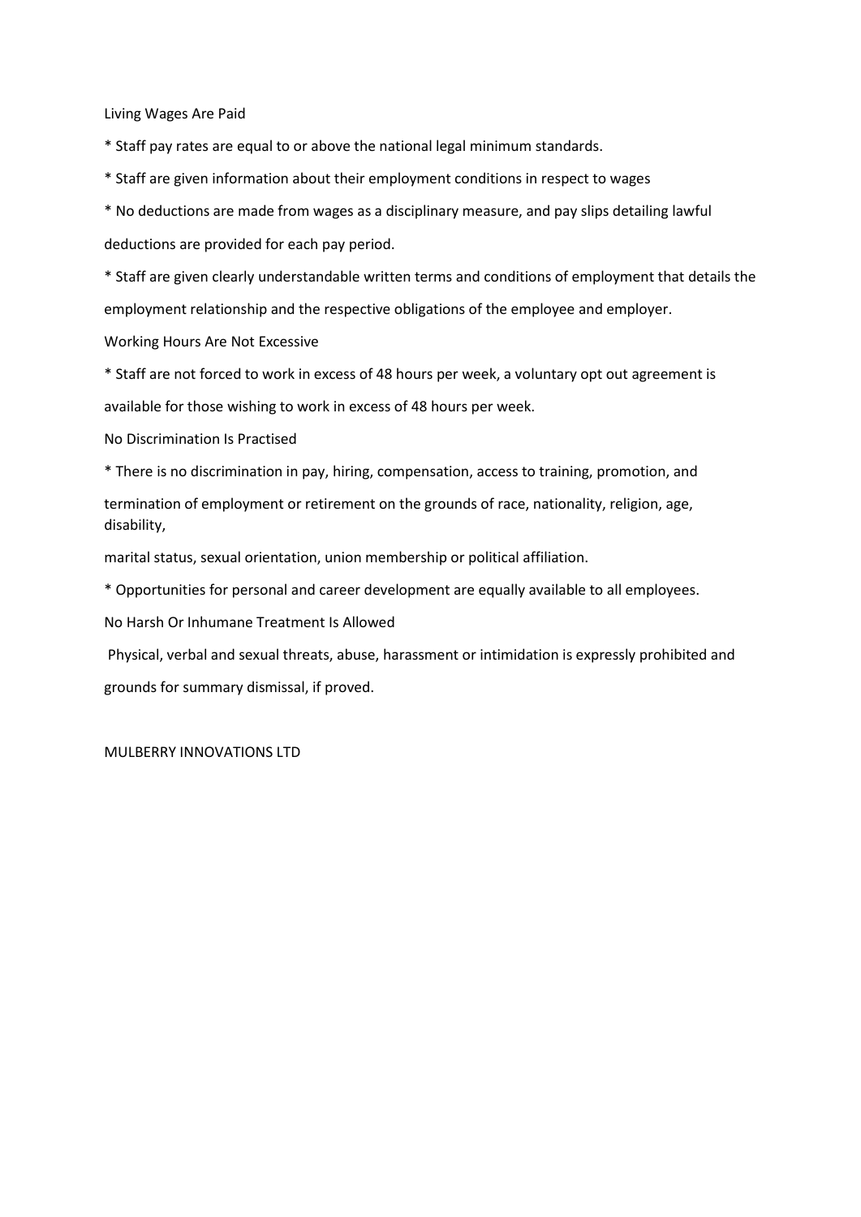## Living Wages Are Paid

* Staff pay rates are equal to or above the national legal minimum standards.
* Staff are given information about their employment conditions in respect to wages
* No deductions are made from wages as a disciplinary measure, and pay slips detailing lawful deductions are provided for each pay period.
* Staff are given clearly understandable written terms and conditions of employment that details the employment relationship and the respective obligations of the employee and employer.

## Working Hours Are Not Excessive

* Staff are not forced to work in excess of 48 hours per week, a voluntary opt out agreement is available for those wishing to work in excess of 48 hours per week.

## No Discrimination Is Practised

* There is no discrimination in pay, hiring, compensation, access to training, promotion, and termination of employment or retirement on the grounds of race, nationality, religion, age, disability, marital status, sexual orientation, union membership or political affiliation.
* Opportunities for personal and career development are equally available to all employees.

## No Harsh Or Inhumane Treatment Is Allowed

Physical, verbal and sexual threats, abuse, harassment or intimidation is expressly prohibited and grounds for summary dismissal, if proved.

MULBERRY INNOVATIONS LTD